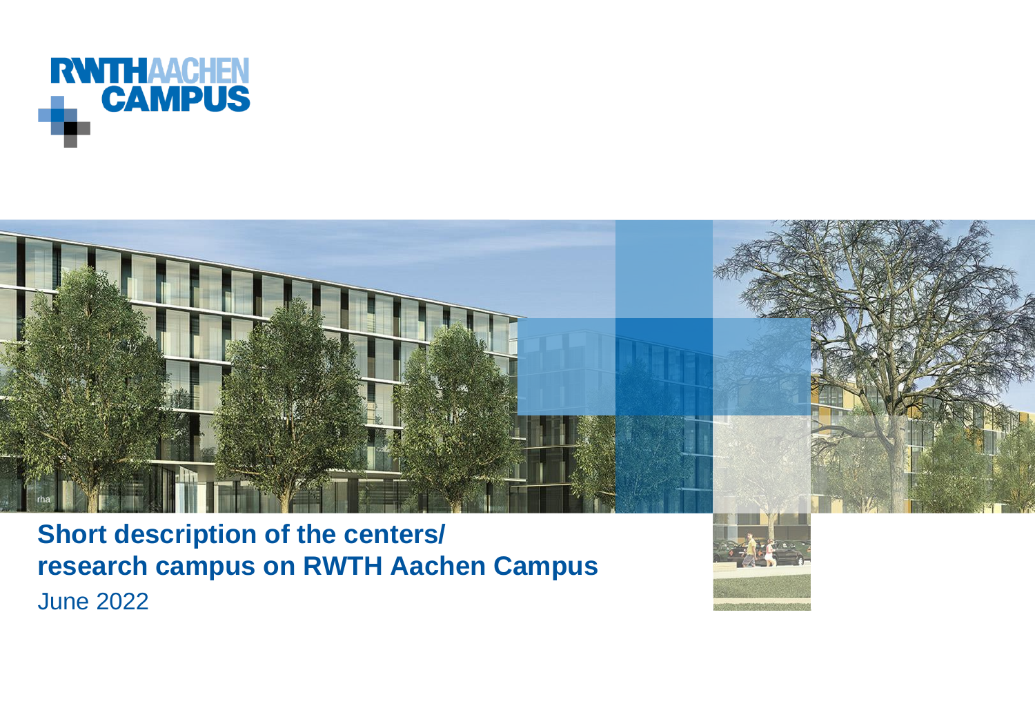RWTH AACHEN CAMPUS

# Short description of the centers/ research campus on RWTH Aachen Campus

June 2022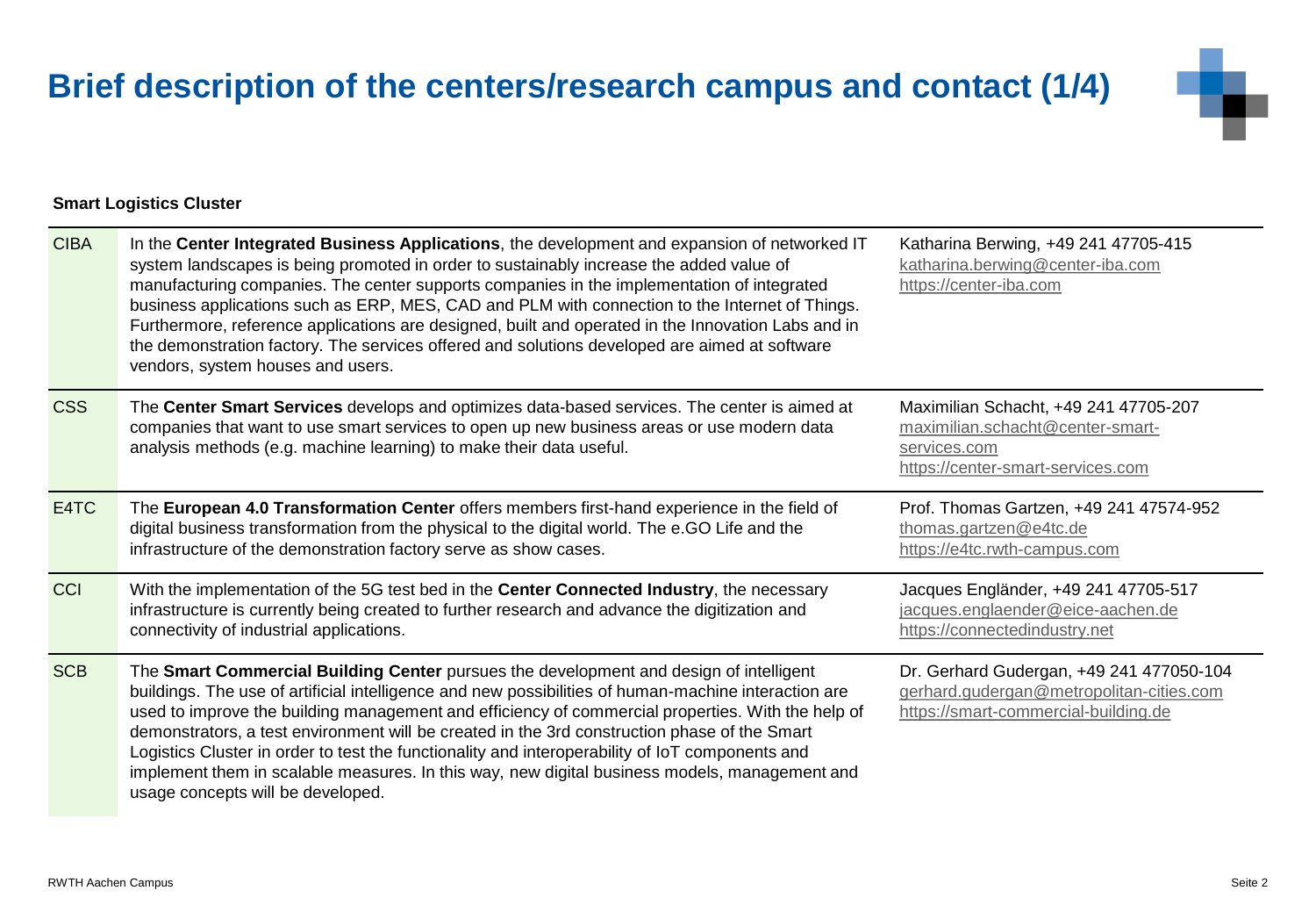# Brief description of the centers/research campus and contact (1/4)

**Smart Logistics Cluster**

| | | |
|---|---|---|
| CIBA | In the **Center Integrated Business Applications**, the development and expansion of networked IT system landscapes is being promoted in order to sustainably increase the added value of manufacturing companies. The center supports companies in the implementation of integrated business applications such as ERP, MES, CAD and PLM with connection to the Internet of Things. Furthermore, reference applications are designed, built and operated in the Innovation Labs and in the demonstration factory. The services offered and solutions developed are aimed at software vendors, system houses and users. | Katharina Berwing, +49 241 47705-415<br>katharina.berwing@center-iba.com<br>https://center-iba.com |
| CSS | The **Center Smart Services** develops and optimizes data-based services. The center is aimed at companies that want to use smart services to open up new business areas or use modern data analysis methods (e.g. machine learning) to make their data useful. | Maximilian Schacht, +49 241 47705-207<br>maximilian.schacht@center-smart-services.com<br>https://center-smart-services.com |
| E4TC | The **European 4.0 Transformation Center** offers members first-hand experience in the field of digital business transformation from the physical to the digital world. The e.GO Life and the infrastructure of the demonstration factory serve as show cases. | Prof. Thomas Gartzen, +49 241 47574-952<br>thomas.gartzen@e4tc.de<br>https://e4tc.rwth-campus.com |
| CCI | With the implementation of the 5G test bed in the **Center Connected Industry**, the necessary infrastructure is currently being created to further research and advance the digitization and connectivity of industrial applications. | Jacques Engländer, +49 241 47705-517<br>jacques.englaender@eice-aachen.de<br>https://connectedindustry.net |
| SCB | The **Smart Commercial Building Center** pursues the development and design of intelligent buildings. The use of artificial intelligence and new possibilities of human-machine interaction are used to improve the building management and efficiency of commercial properties. With the help of demonstrators, a test environment will be created in the 3rd construction phase of the Smart Logistics Cluster in order to test the functionality and interoperability of IoT components and implement them in scalable measures. In this way, new digital business models, management and usage concepts will be developed. | Dr. Gerhard Gudergan, +49 241 477050-104<br>gerhard.gudergan@metropolitan-cities.com<br>https://smart-commercial-building.de |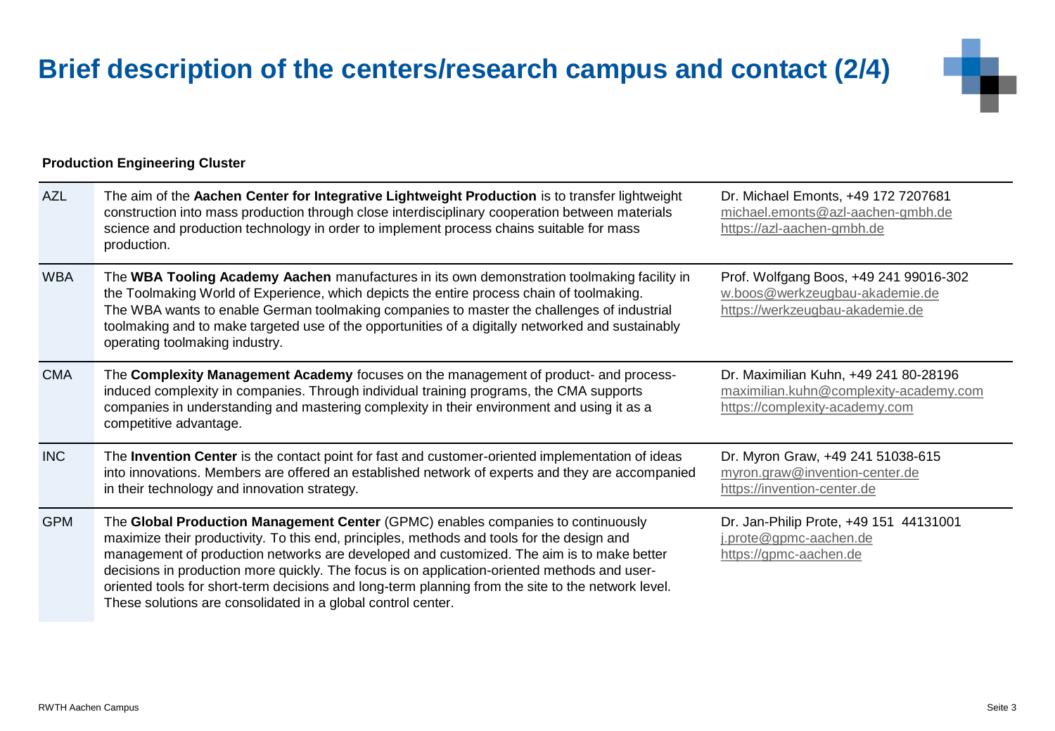# Brief description of the centers/research campus and contact (2/4)

**Production Engineering Cluster**

| | | |
|---|---|---|
| AZL | The aim of the **Aachen Center for Integrative Lightweight Production** is to transfer lightweight construction into mass production through close interdisciplinary cooperation between materials science and production technology in order to implement process chains suitable for mass production. | Dr. Michael Emonts, +49 172 7207681<br>michael.emonts@azl-aachen-gmbh.de<br>https://azl-aachen-gmbh.de |
| WBA | The **WBA Tooling Academy Aachen** manufactures in its own demonstration toolmaking facility in the Toolmaking World of Experience, which depicts the entire process chain of toolmaking.<br>The WBA wants to enable German toolmaking companies to master the challenges of industrial toolmaking and to make targeted use of the opportunities of a digitally networked and sustainably operating toolmaking industry. | Prof. Wolfgang Boos, +49 241 99016-302<br>w.boos@werkzeugbau-akademie.de<br>https://werkzeugbau-akademie.de |
| CMA | The **Complexity Management Academy** focuses on the management of product- and process-induced complexity in companies. Through individual training programs, the CMA supports companies in understanding and mastering complexity in their environment and using it as a competitive advantage. | Dr. Maximilian Kuhn, +49 241 80-28196<br>maximilian.kuhn@complexity-academy.com<br>https://complexity-academy.com |
| INC | The **Invention Center** is the contact point for fast and customer-oriented implementation of ideas into innovations. Members are offered an established network of experts and they are accompanied in their technology and innovation strategy. | Dr. Myron Graw, +49 241 51038-615<br>myron.graw@invention-center.de<br>https://invention-center.de |
| GPM | The **Global Production Management Center** (GPMC) enables companies to continuously maximize their productivity. To this end, principles, methods and tools for the design and management of production networks are developed and customized. The aim is to make better decisions in production more quickly. The focus is on application-oriented methods and user-oriented tools for short-term decisions and long-term planning from the site to the network level. These solutions are consolidated in a global control center. | Dr. Jan-Philip Prote, +49 151 44131001<br>j.prote@gpmc-aachen.de<br>https://gpmc-aachen.de |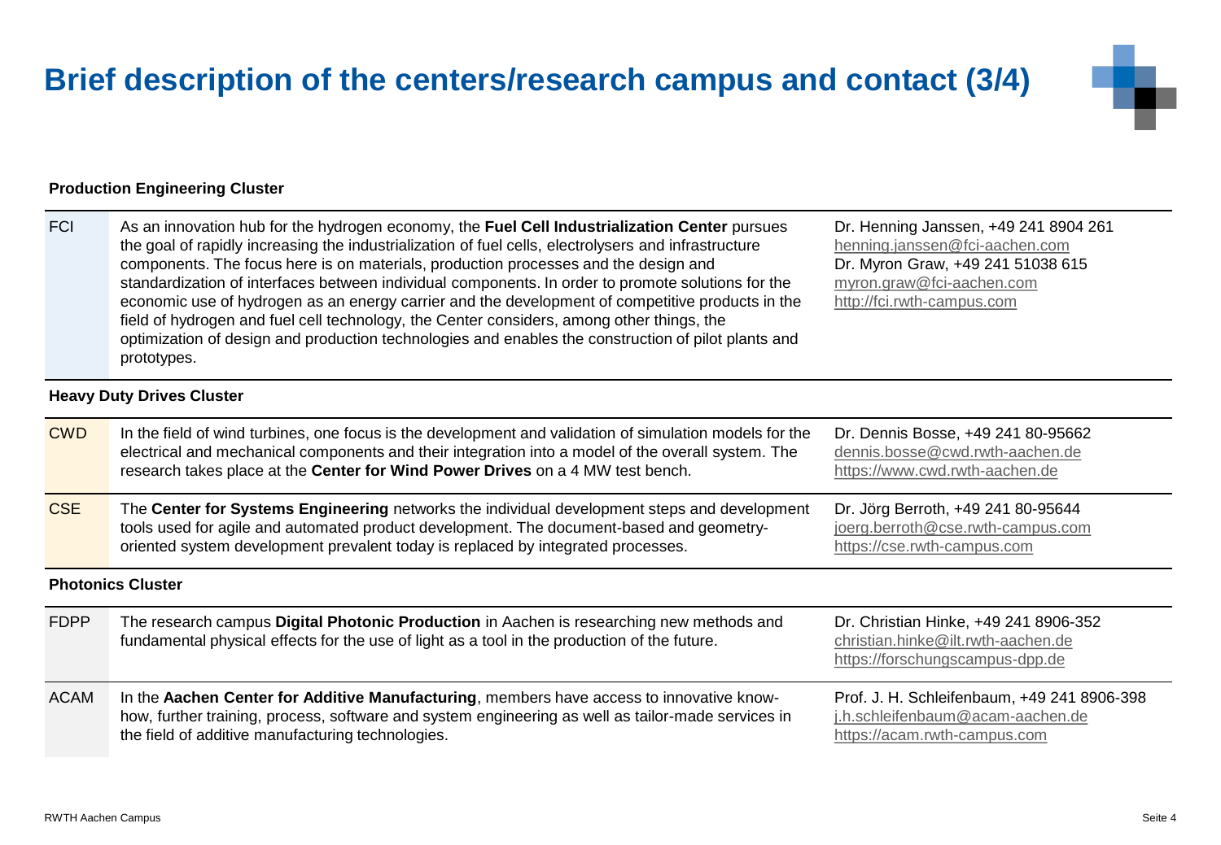# Brief description of the centers/research campus and contact (3/4)

**Production Engineering Cluster**

| | | |
|---|---|---|
| FCI | As an innovation hub for the hydrogen economy, the **Fuel Cell Industrialization Center** pursues the goal of rapidly increasing the industrialization of fuel cells, electrolysers and infrastructure components. The focus here is on materials, production processes and the design and standardization of interfaces between individual components. In order to promote solutions for the economic use of hydrogen as an energy carrier and the development of competitive products in the field of hydrogen and fuel cell technology, the Center considers, among other things, the optimization of design and production technologies and enables the construction of pilot plants and prototypes. | Dr. Henning Janssen, +49 241 8904 261<br>henning.janssen@fci-aachen.com<br>Dr. Myron Graw, +49 241 51038 615<br>myron.graw@fci-aachen.com<br>http://fci.rwth-campus.com |

**Heavy Duty Drives Cluster**

| | | |
|---|---|---|
| CWD | In the field of wind turbines, one focus is the development and validation of simulation models for the electrical and mechanical components and their integration into a model of the overall system. The research takes place at the **Center for Wind Power Drives** on a 4 MW test bench. | Dr. Dennis Bosse, +49 241 80-95662<br>dennis.bosse@cwd.rwth-aachen.de<br>https://www.cwd.rwth-aachen.de |
| CSE | The **Center for Systems Engineering** networks the individual development steps and development tools used for agile and automated product development. The document-based and geometry-oriented system development prevalent today is replaced by integrated processes. | Dr. Jörg Berroth, +49 241 80-95644<br>joerg.berroth@cse.rwth-campus.com<br>https://cse.rwth-campus.com |

**Photonics Cluster**

| | | |
|---|---|---|
| FDPP | The research campus **Digital Photonic Production** in Aachen is researching new methods and fundamental physical effects for the use of light as a tool in the production of the future. | Dr. Christian Hinke, +49 241 8906-352<br>christian.hinke@ilt.rwth-aachen.de<br>https://forschungscampus-dpp.de |
| ACAM | In the **Aachen Center for Additive Manufacturing**, members have access to innovative know-how, further training, process, software and system engineering as well as tailor-made services in the field of additive manufacturing technologies. | Prof. J. H. Schleifenbaum, +49 241 8906-398<br>j.h.schleifenbaum@acam-aachen.de<br>https://acam.rwth-campus.com |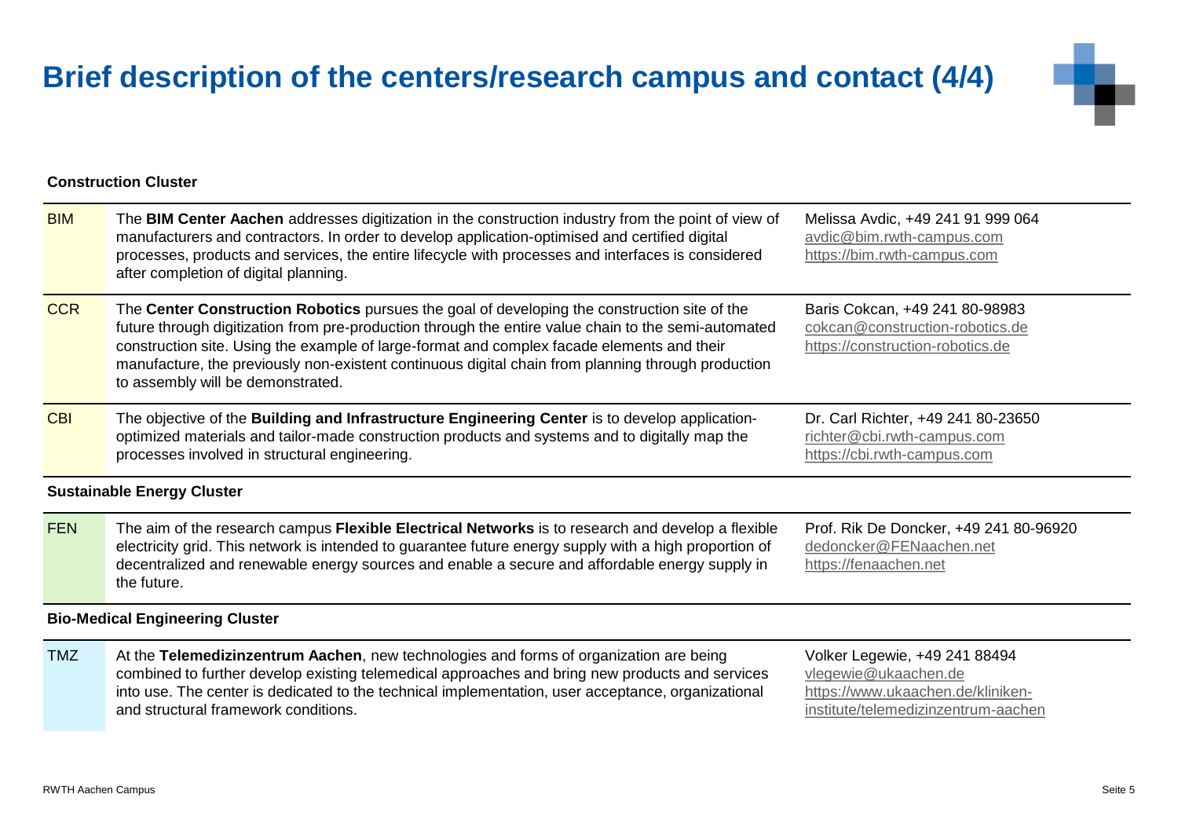# Brief description of the centers/research campus and contact (4/4)

**Construction Cluster**

| | | |
|---|---|---|
| BIM | The **BIM Center Aachen** addresses digitization in the construction industry from the point of view of manufacturers and contractors. In order to develop application-optimised and certified digital processes, products and services, the entire lifecycle with processes and interfaces is considered after completion of digital planning. | Melissa Avdic, +49 241 91 999 064<br>avdic@bim.rwth-campus.com<br>https://bim.rwth-campus.com |
| CCR | The **Center Construction Robotics** pursues the goal of developing the construction site of the future through digitization from pre-production through the entire value chain to the semi-automated construction site. Using the example of large-format and complex facade elements and their manufacture, the previously non-existent continuous digital chain from planning through production to assembly will be demonstrated. | Baris Cokcan, +49 241 80-98983<br>cokcan@construction-robotics.de<br>https://construction-robotics.de |
| CBI | The objective of the **Building and Infrastructure Engineering Center** is to develop application-optimized materials and tailor-made construction products and systems and to digitally map the processes involved in structural engineering. | Dr. Carl Richter, +49 241 80-23650<br>richter@cbi.rwth-campus.com<br>https://cbi.rwth-campus.com |

**Sustainable Energy Cluster**

| | | |
|---|---|---|
| FEN | The aim of the research campus **Flexible Electrical Networks** is to research and develop a flexible electricity grid. This network is intended to guarantee future energy supply with a high proportion of decentralized and renewable energy sources and enable a secure and affordable energy supply in the future. | Prof. Rik De Doncker, +49 241 80-96920<br>dedoncker@FENaachen.net<br>https://fenaachen.net |

**Bio-Medical Engineering Cluster**

| | | |
|---|---|---|
| TMZ | At the **Telemedizinzentrum Aachen**, new technologies and forms of organization are being combined to further develop existing telemedical approaches and bring new products and services into use. The center is dedicated to the technical implementation, user acceptance, organizational and structural framework conditions. | Volker Legewie, +49 241 88494<br>vlegewie@ukaachen.de<br>https://www.ukaachen.de/kliniken-institute/telemedizinzentrum-aachen |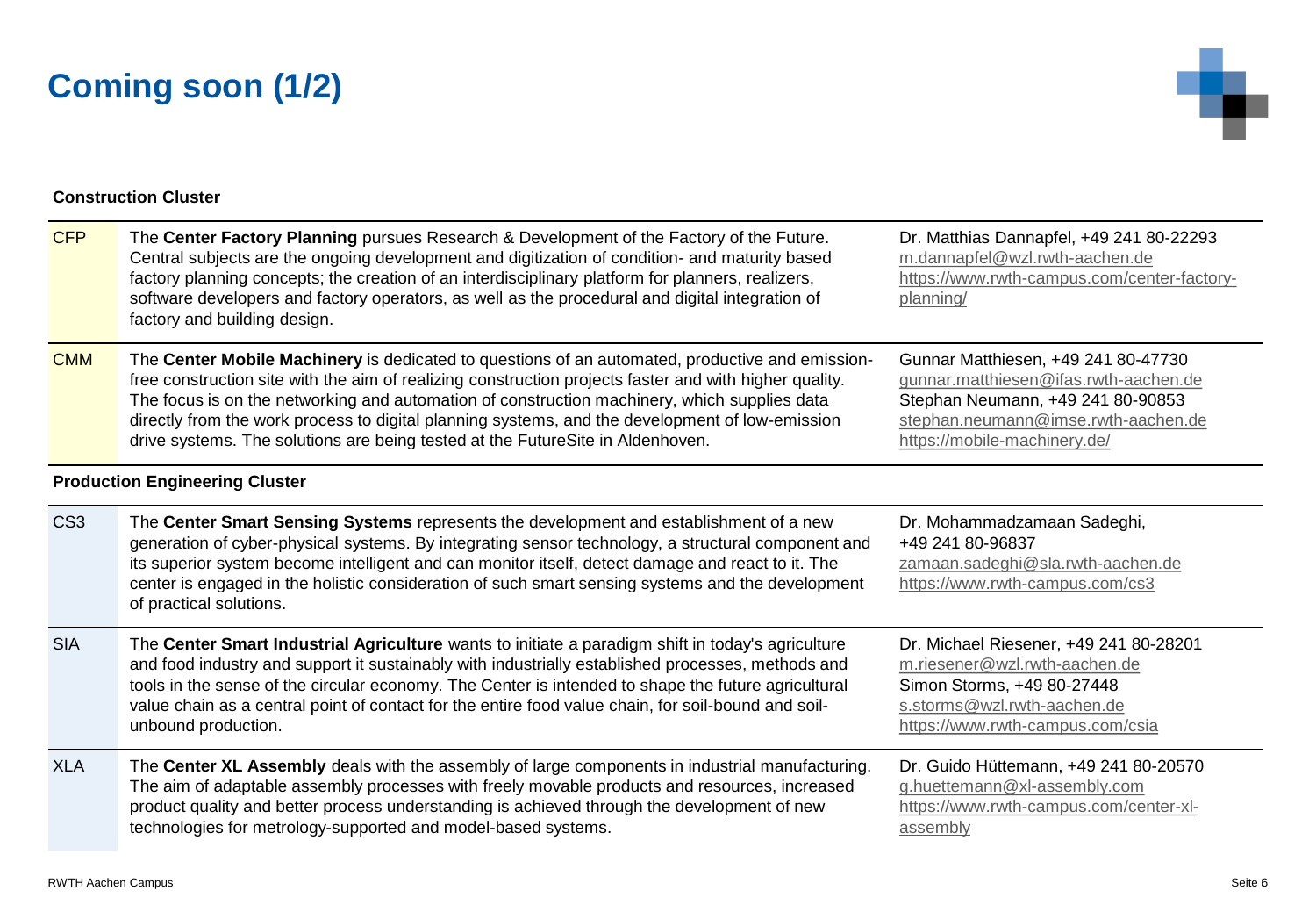# Coming soon (1/2)

**Construction Cluster**

| | | |
|---|---|---|
| CFP | The **Center Factory Planning** pursues Research & Development of the Factory of the Future. Central subjects are the ongoing development and digitization of condition- and maturity based factory planning concepts; the creation of an interdisciplinary platform for planners, realizers, software developers and factory operators, as well as the procedural and digital integration of factory and building design. | Dr. Matthias Dannapfel, +49 241 80-22293<br>m.dannapfel@wzl.rwth-aachen.de<br>https://www.rwth-campus.com/center-factory-planning/ |
| CMM | The **Center Mobile Machinery** is dedicated to questions of an automated, productive and emission-free construction site with the aim of realizing construction projects faster and with higher quality. The focus is on the networking and automation of construction machinery, which supplies data directly from the work process to digital planning systems, and the development of low-emission drive systems. The solutions are being tested at the FutureSite in Aldenhoven. | Gunnar Matthiesen, +49 241 80-47730<br>gunnar.matthiesen@ifas.rwth-aachen.de<br>Stephan Neumann, +49 241 80-90853<br>stephan.neumann@imse.rwth-aachen.de<br>https://mobile-machinery.de/ |

**Production Engineering Cluster**

| | | |
|---|---|---|
| CS3 | The **Center Smart Sensing Systems** represents the development and establishment of a new generation of cyber-physical systems. By integrating sensor technology, a structural component and its superior system become intelligent and can monitor itself, detect damage and react to it. The center is engaged in the holistic consideration of such smart sensing systems and the development of practical solutions. | Dr. Mohammadzamaan Sadeghi,<br>+49 241 80-96837<br>zamaan.sadeghi@sla.rwth-aachen.de<br>https://www.rwth-campus.com/cs3 |
| SIA | The **Center Smart Industrial Agriculture** wants to initiate a paradigm shift in today's agriculture and food industry and support it sustainably with industrially established processes, methods and tools in the sense of the circular economy. The Center is intended to shape the future agricultural value chain as a central point of contact for the entire food value chain, for soil-bound and soil-unbound production. | Dr. Michael Riesener, +49 241 80-28201<br>m.riesener@wzl.rwth-aachen.de<br>Simon Storms, +49 80-27448<br>s.storms@wzl.rwth-aachen.de<br>https://www.rwth-campus.com/csia |
| XLA | The **Center XL Assembly** deals with the assembly of large components in industrial manufacturing. The aim of adaptable assembly processes with freely movable products and resources, increased product quality and better process understanding is achieved through the development of new technologies for metrology-supported and model-based systems. | Dr. Guido Hüttemann, +49 241 80-20570<br>g.huettemann@xl-assembly.com<br>https://www.rwth-campus.com/center-xl-assembly |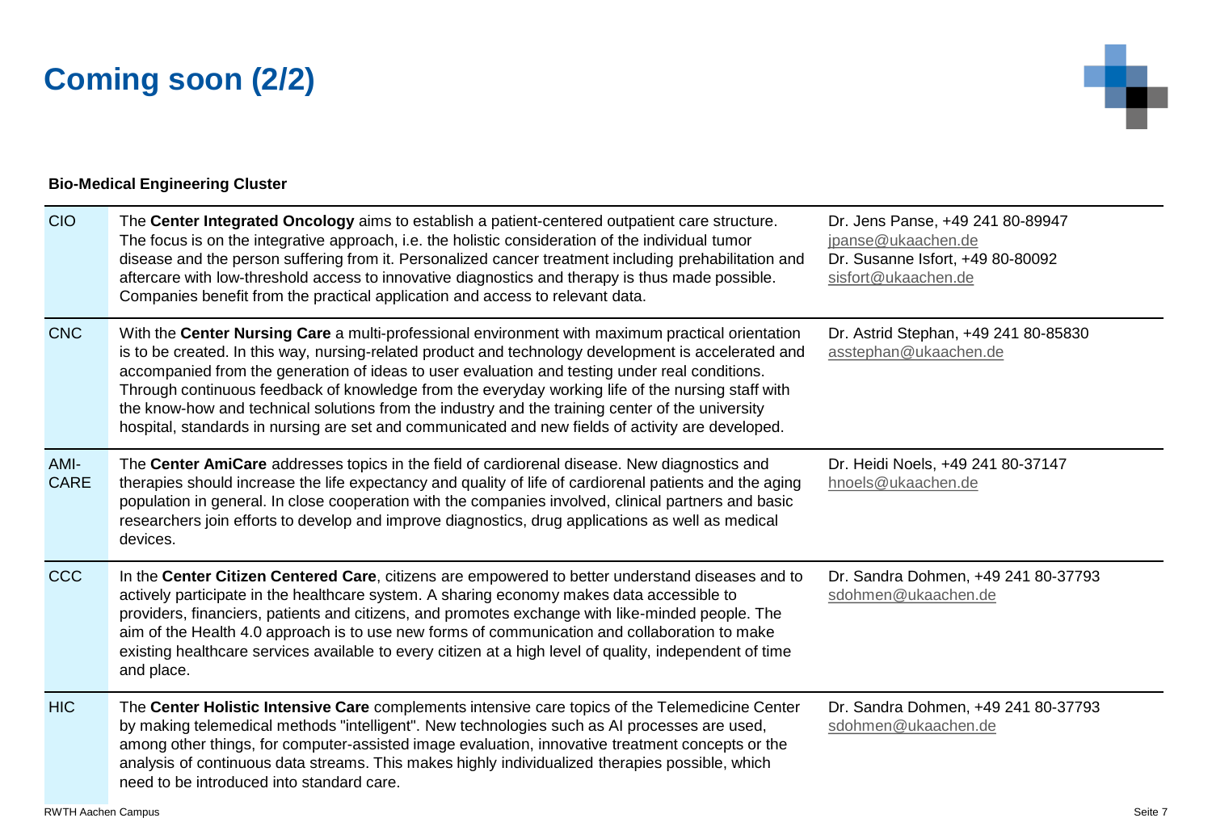# Coming soon (2/2)

**Bio-Medical Engineering Cluster**

| | | |
|---|---|---|
| CIO | The **Center Integrated Oncology** aims to establish a patient-centered outpatient care structure. The focus is on the integrative approach, i.e. the holistic consideration of the individual tumor disease and the person suffering from it. Personalized cancer treatment including prehabilitation and aftercare with low-threshold access to innovative diagnostics and therapy is thus made possible. Companies benefit from the practical application and access to relevant data. | Dr. Jens Panse, +49 241 80-89947 jpanse@ukaachen.de Dr. Susanne Isfort, +49 80-80092 sisfort@ukaachen.de |
| CNC | With the **Center Nursing Care** a multi-professional environment with maximum practical orientation is to be created. In this way, nursing-related product and technology development is accelerated and accompanied from the generation of ideas to user evaluation and testing under real conditions. Through continuous feedback of knowledge from the everyday working life of the nursing staff with the know-how and technical solutions from the industry and the training center of the university hospital, standards in nursing are set and communicated and new fields of activity are developed. | Dr. Astrid Stephan, +49 241 80-85830 asstephan@ukaachen.de |
| AMI-CARE | The **Center AmiCare** addresses topics in the field of cardiorenal disease. New diagnostics and therapies should increase the life expectancy and quality of life of cardiorenal patients and the aging population in general. In close cooperation with the companies involved, clinical partners and basic researchers join efforts to develop and improve diagnostics, drug applications as well as medical devices. | Dr. Heidi Noels, +49 241 80-37147 hnoels@ukaachen.de |
| CCC | In the **Center Citizen Centered Care**, citizens are empowered to better understand diseases and to actively participate in the healthcare system. A sharing economy makes data accessible to providers, financiers, patients and citizens, and promotes exchange with like-minded people. The aim of the Health 4.0 approach is to use new forms of communication and collaboration to make existing healthcare services available to every citizen at a high level of quality, independent of time and place. | Dr. Sandra Dohmen, +49 241 80-37793 sdohmen@ukaachen.de |
| HIC | The **Center Holistic Intensive Care** complements intensive care topics of the Telemedicine Center by making telemedical methods "intelligent". New technologies such as AI processes are used, among other things, for computer-assisted image evaluation, innovative treatment concepts or the analysis of continuous data streams. This makes highly individualized therapies possible, which need to be introduced into standard care. | Dr. Sandra Dohmen, +49 241 80-37793 sdohmen@ukaachen.de |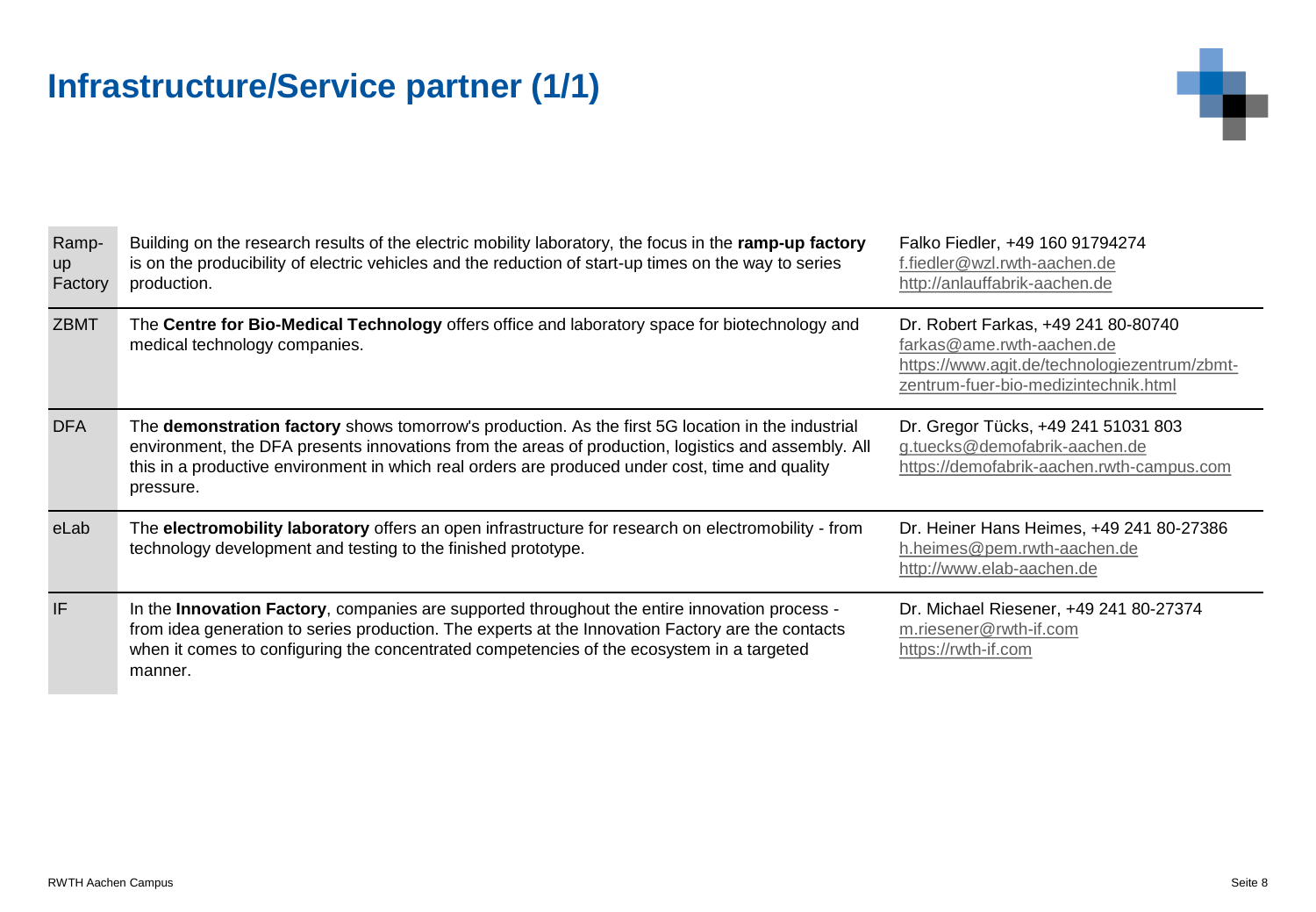# Infrastructure/Service partner (1/1)

| | | |
|---|---|---|
| Ramp-up Factory | Building on the research results of the electric mobility laboratory, the focus in the **ramp-up factory** is on the producibility of electric vehicles and the reduction of start-up times on the way to series production. | Falko Fiedler, +49 160 91794274<br>f.fiedler@wzl.rwth-aachen.de<br>http://anlauffabrik-aachen.de |
| ZBMT | The **Centre for Bio-Medical Technology** offers office and laboratory space for biotechnology and medical technology companies. | Dr. Robert Farkas, +49 241 80-80740<br>farkas@ame.rwth-aachen.de<br>https://www.agit.de/technologiezentrum/zbmt-zentrum-fuer-bio-medizintechnik.html |
| DFA | The **demonstration factory** shows tomorrow's production. As the first 5G location in the industrial environment, the DFA presents innovations from the areas of production, logistics and assembly. All this in a productive environment in which real orders are produced under cost, time and quality pressure. | Dr. Gregor Tücks, +49 241 51031 803<br>g.tuecks@demofabrik-aachen.de<br>https://demofabrik-aachen.rwth-campus.com |
| eLab | The **electromobility laboratory** offers an open infrastructure for research on electromobility - from technology development and testing to the finished prototype. | Dr. Heiner Hans Heimes, +49 241 80-27386<br>h.heimes@pem.rwth-aachen.de<br>http://www.elab-aachen.de |
| IF | In the **Innovation Factory**, companies are supported throughout the entire innovation process - from idea generation to series production. The experts at the Innovation Factory are the contacts when it comes to configuring the concentrated competencies of the ecosystem in a targeted manner. | Dr. Michael Riesener, +49 241 80-27374<br>m.riesener@rwth-if.com<br>https://rwth-if.com |